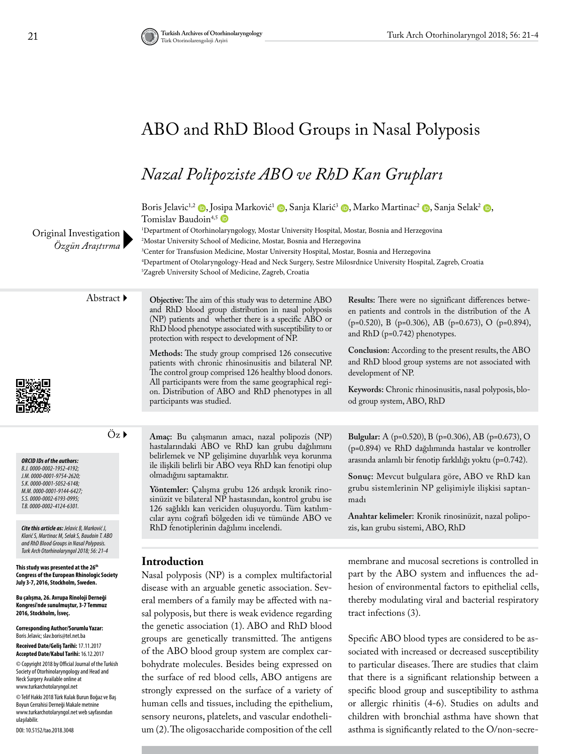# ABO and RhD Blood Groups in Nasal Polyposis

## *Nazal Polipoziste ABO ve RhD Kan Grupları*

Boris Jelavic[1,2], Josipa Marković[1], Sanja Klarić[3], Marko Martinac[2], Sanja Selak[2], Tomislav Baudoin[4,5]

[1]Department of Otorhinolaryngology, Mostar University Hospital, Mostar, Bosnia and Herzegovina
[2]Mostar University School of Medicine, Mostar, Bosnia and Herzegovina
[3]Center for Transfusion Medicine, Mostar University Hospital, Mostar, Bosnia and Herzegovina
[4]Department of Otolaryngology-Head and Neck Surgery, Sestre Milosrdnice University Hospital, Zagreb, Croatia
[5]Zagreb University School of Medicine, Zagreb, Croatia

Original Investigation
*Özgün Araştırma*

### Abstract

**Objective:** The aim of this study was to determine ABO and RhD blood group distribution in nasal polyposis (NP) patients and whether there is a specific ABO or RhD blood phenotype associated with susceptibility to or protection with respect to development of NP.

**Methods:** The study group comprised 126 consecutive patients with chronic rhinosinusitis and bilateral NP. The control group comprised 126 healthy blood donors. All participants were from the same geographical region. Distribution of ABO and RhD phenotypes in all participants was studied.

**Results:** There were no significant differences between patients and controls in the distribution of the A (p=0.520), B (p=0.306), AB (p=0.673), O (p=0.894), and RhD (p=0.742) phenotypes.

**Conclusion:** According to the present results, the ABO and RhD blood group systems are not associated with development of NP.

**Keywords:** Chronic rhinosinusitis, nasal polyposis, blood group system, ABO, RhD

### Öz

**Amaç:** Bu çalışmanın amacı, nazal polipozis (NP) hastalarındaki ABO ve RhD kan grubu dağılımını belirlemek ve NP gelişimine duyarlılık veya korunma ile ilişkili belirli bir ABO veya RhD kan fenotipi olup olmadığını saptamaktır.

**Yöntemler:** Çalışma grubu 126 ardışık kronik rinosinüzit ve bilateral NP hastasından, kontrol grubu ise 126 sağlıklı kan vericiden oluşuyordu. Tüm katılımcılar aynı coğrafi bölgeden idi ve tümünde ABO ve RhD fenotiplerinin dağılımı incelendi.

**Bulgular:** A (p=0.520), B (p=0.306), AB (p=0.673), O (p=0.894) ve RhD dağılımında hastalar ve kontroller arasında anlamlı bir fenotip farklılığı yoktu (p=0.742).

**Sonuç:** Mevcut bulgulara göre, ABO ve RhD kan grubu sistemlerinin NP gelişimiyle ilişkisi saptanmadı

**Anahtar kelimeler:** Kronik rinosinüzit, nazal polipozis, kan grubu sistemi, ABO, RhD

***ORCID IDs of the authors:***
*B.J. 0000-0002-1952-4192;*
*J.M. 0000-0001-9754-2620;*
*S.K. 0000-0001-5052-6148;*
*M.M. 0000-0001-9144-6427;*
*S.S. 0000-0002-6193-0995;*
*T.B. 0000-0002-4124-6301.*

***Cite this article as:** Jelavic B, Marković J, Klarić S, Martinac M, Selak S, Baudoin T. ABO and RhD Blood Groups in Nasal Polyposis. Turk Arch Otorhinolaryngol 2018; 56: 21-4*

**This study was presented at the 26th Congress of the European Rhinologic Society July 3-7, 2016, Stockholm, Sweden.**

**Bu çalışma, 26. Avrupa Rinoloji Derneği Kongresi'nde sunulmuştur, 3-7 Temmuz 2016, Stockholm, İsveç.**

**Corresponding Author/Sorumlu Yazar:** Boris Jelavic; slav.boris@tel.net.ba

**Received Date/Geliş Tarihi:** 17.11.2017
**Accepted Date/Kabul Tarihi:** 16.12.2017

© Copyright 2018 by Official Journal of the Turkish Society of Otorhinolaryngology and Head and Neck Surgery Available online at www.turkarchotolaryngol.net

© Telif Hakkı 2018 Türk Kulak Burun Boğaz ve Baş Boyun Cerrahisi Derneği Makale metnine www.turkarchotolaryngol.net web sayfasından ulaşılabilir.

DOI: 10.5152/tao.2018.3048

## Introduction

Nasal polyposis (NP) is a complex multifactorial disease with an arguable genetic association. Several members of a family may be affected with nasal polyposis, but there is weak evidence regarding the genetic association (1). ABO and RhD blood groups are genetically transmitted. The antigens of the ABO blood group system are complex carbohydrate molecules. Besides being expressed on the surface of red blood cells, ABO antigens are strongly expressed on the surface of a variety of human cells and tissues, including the epithelium, sensory neurons, platelets, and vascular endothelium (2). The oligosaccharide composition of the cell membrane and mucosal secretions is controlled in part by the ABO system and influences the adhesion of environmental factors to epithelial cells, thereby modulating viral and bacterial respiratory tract infections (3).

Specific ABO blood types are considered to be associated with increased or decreased susceptibility to particular diseases. There are studies that claim that there is a significant relationship between a specific blood group and susceptibility to asthma or allergic rhinitis (4-6). Studies on adults and children with bronchial asthma have shown that asthma is significantly related to the O/non-secre-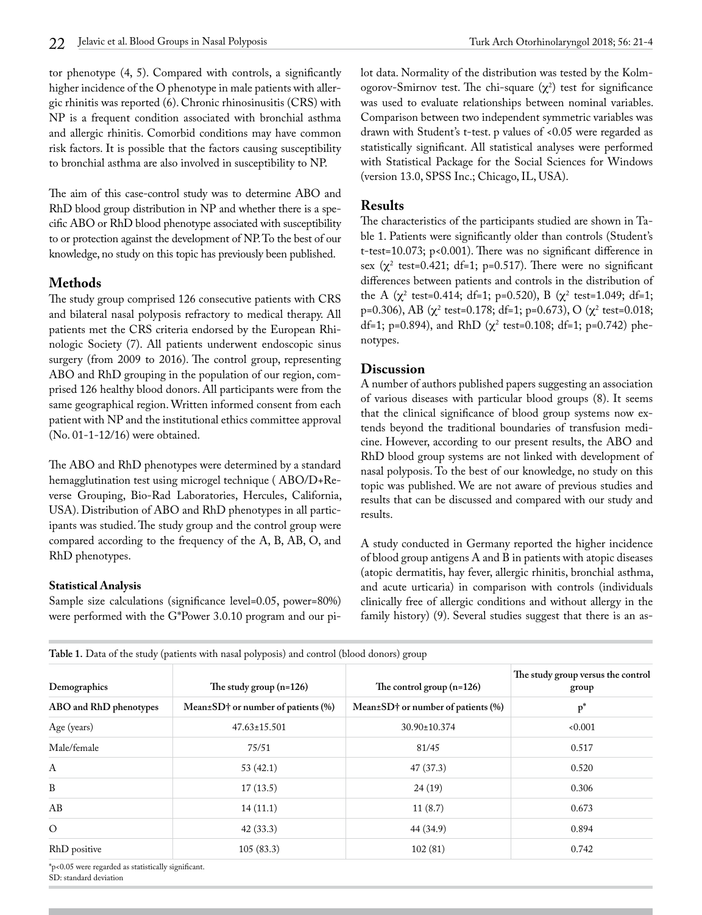tor phenotype (4, 5). Compared with controls, a significantly higher incidence of the O phenotype in male patients with allergic rhinitis was reported (6). Chronic rhinosinusitis (CRS) with NP is a frequent condition associated with bronchial asthma and allergic rhinitis. Comorbid conditions may have common risk factors. It is possible that the factors causing susceptibility to bronchial asthma are also involved in susceptibility to NP.

The aim of this case-control study was to determine ABO and RhD blood group distribution in NP and whether there is a specific ABO or RhD blood phenotype associated with susceptibility to or protection against the development of NP. To the best of our knowledge, no study on this topic has previously been published.

## Methods

The study group comprised 126 consecutive patients with CRS and bilateral nasal polyposis refractory to medical therapy. All patients met the CRS criteria endorsed by the European Rhinologic Society (7). All patients underwent endoscopic sinus surgery (from 2009 to 2016). The control group, representing ABO and RhD grouping in the population of our region, comprised 126 healthy blood donors. All participants were from the same geographical region. Written informed consent from each patient with NP and the institutional ethics committee approval (No. 01-1-12/16) were obtained.

The ABO and RhD phenotypes were determined by a standard hemagglutination test using microgel technique ( ABO/D+Reverse Grouping, Bio-Rad Laboratories, Hercules, California, USA). Distribution of ABO and RhD phenotypes in all participants was studied. The study group and the control group were compared according to the frequency of the A, B, AB, O, and RhD phenotypes.

### Statistical Analysis

Sample size calculations (significance level=0.05, power=80%) were performed with the G*Power 3.0.10 program and our pilot data. Normality of the distribution was tested by the Kolmogorov-Smirnov test. The chi-square ($\chi^2$) test for significance was used to evaluate relationships between nominal variables. Comparison between two independent symmetric variables was drawn with Student's t-test. p values of <0.05 were regarded as statistically significant. All statistical analyses were performed with Statistical Package for the Social Sciences for Windows (version 13.0, SPSS Inc.; Chicago, IL, USA).

## Results

The characteristics of the participants studied are shown in Table 1. Patients were significantly older than controls (Student's t-test=10.073; p<0.001). There was no significant difference in sex ($\chi^2$ test=0.421; df=1; p=0.517). There were no significant differences between patients and controls in the distribution of the A ($\chi^2$ test=0.414; df=1; p=0.520), B ($\chi^2$ test=1.049; df=1; p=0.306), AB ($\chi^2$ test=0.178; df=1; p=0.673), O ($\chi^2$ test=0.018; df=1; p=0.894), and RhD ($\chi^2$ test=0.108; df=1; p=0.742) phenotypes.

## Discussion

A number of authors published papers suggesting an association of various diseases with particular blood groups (8). It seems that the clinical significance of blood group systems now extends beyond the traditional boundaries of transfusion medicine. However, according to our present results, the ABO and RhD blood group systems are not linked with development of nasal polyposis. To the best of our knowledge, no study on this topic was published. We are not aware of previous studies and results that can be discussed and compared with our study and results.

A study conducted in Germany reported the higher incidence of blood group antigens A and B in patients with atopic diseases (atopic dermatitis, hay fever, allergic rhinitis, bronchial asthma, and acute urticaria) in comparison with controls (individuals clinically free of allergic conditions and without allergy in the family history) (9). Several studies suggest that there is an as-

**Table 1.** Data of the study (patients with nasal polyposis) and control (blood donors) group

| Demographics | The study group (n=126) | The control group (n=126) | The study group versus the control group |
|---|---|---|---|
| ABO and RhD phenotypes | Mean±SD† or number of patients (%) | Mean±SD† or number of patients (%) | p* |
| Age (years) | 47.63±15.501 | 30.90±10.374 | <0.001 |
| Male/female | 75/51 | 81/45 | 0.517 |
| A | 53 (42.1) | 47 (37.3) | 0.520 |
| B | 17 (13.5) | 24 (19) | 0.306 |
| AB | 14 (11.1) | 11 (8.7) | 0.673 |
| O | 42 (33.3) | 44 (34.9) | 0.894 |
| RhD positive | 105 (83.3) | 102 (81) | 0.742 |

*p<0.05 were regarded as statistically significant.
SD: standard deviation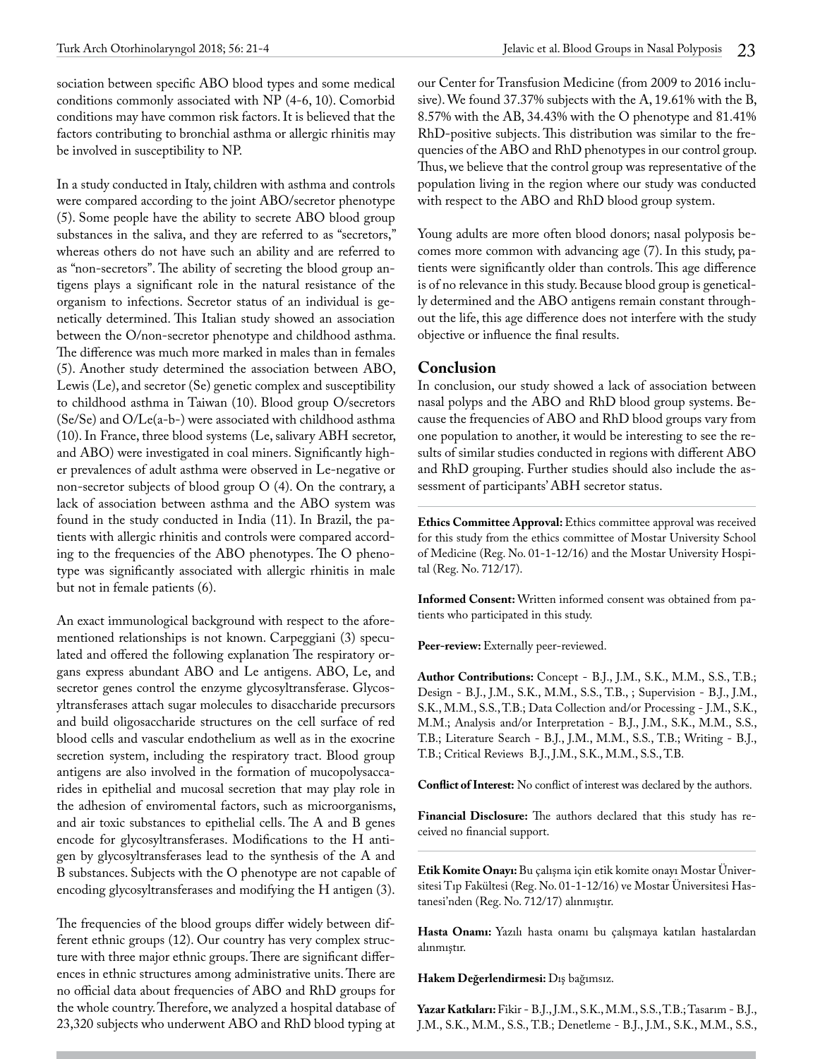sociation between specific ABO blood types and some medical conditions commonly associated with NP (4-6, 10). Comorbid conditions may have common risk factors. It is believed that the factors contributing to bronchial asthma or allergic rhinitis may be involved in susceptibility to NP.

In a study conducted in Italy, children with asthma and controls were compared according to the joint ABO/secretor phenotype (5). Some people have the ability to secrete ABO blood group substances in the saliva, and they are referred to as "secretors," whereas others do not have such an ability and are referred to as "non-secretors". The ability of secreting the blood group antigens plays a significant role in the natural resistance of the organism to infections. Secretor status of an individual is genetically determined. This Italian study showed an association between the O/non-secretor phenotype and childhood asthma. The difference was much more marked in males than in females (5). Another study determined the association between ABO, Lewis (Le), and secretor (Se) genetic complex and susceptibility to childhood asthma in Taiwan (10). Blood group O/secretors (Se/Se) and O/Le(a-b-) were associated with childhood asthma (10). In France, three blood systems (Le, salivary ABH secretor, and ABO) were investigated in coal miners. Significantly higher prevalences of adult asthma were observed in Le-negative or non-secretor subjects of blood group O (4). On the contrary, a lack of association between asthma and the ABO system was found in the study conducted in India (11). In Brazil, the patients with allergic rhinitis and controls were compared according to the frequencies of the ABO phenotypes. The O phenotype was significantly associated with allergic rhinitis in male but not in female patients (6).

An exact immunological background with respect to the aforementioned relationships is not known. Carpeggiani (3) speculated and offered the following explanation The respiratory organs express abundant ABO and Le antigens. ABO, Le, and secretor genes control the enzyme glycosyltransferase. Glycosyltransferases attach sugar molecules to disaccharide precursors and build oligosaccharide structures on the cell surface of red blood cells and vascular endothelium as well as in the exocrine secretion system, including the respiratory tract. Blood group antigens are also involved in the formation of mucopolysaccarides in epithelial and mucosal secretion that may play role in the adhesion of enviromental factors, such as microorganisms, and air toxic substances to epithelial cells. The A and B genes encode for glycosyltransferases. Modifications to the H antigen by glycosyltransferases lead to the synthesis of the A and B substances. Subjects with the O phenotype are not capable of encoding glycosyltransferases and modifying the H antigen (3).

The frequencies of the blood groups differ widely between different ethnic groups (12). Our country has very complex structure with three major ethnic groups. There are significant differences in ethnic structures among administrative units. There are no official data about frequencies of ABO and RhD groups for the whole country. Therefore, we analyzed a hospital database of 23,320 subjects who underwent ABO and RhD blood typing at our Center for Transfusion Medicine (from 2009 to 2016 inclusive). We found 37.37% subjects with the A, 19.61% with the B, 8.57% with the AB, 34.43% with the O phenotype and 81.41% RhD-positive subjects. This distribution was similar to the frequencies of the ABO and RhD phenotypes in our control group. Thus, we believe that the control group was representative of the population living in the region where our study was conducted with respect to the ABO and RhD blood group system.

Young adults are more often blood donors; nasal polyposis becomes more common with advancing age (7). In this study, patients were significantly older than controls. This age difference is of no relevance in this study. Because blood group is genetically determined and the ABO antigens remain constant throughout the life, this age difference does not interfere with the study objective or influence the final results.

## Conclusion

In conclusion, our study showed a lack of association between nasal polyps and the ABO and RhD blood group systems. Because the frequencies of ABO and RhD blood groups vary from one population to another, it would be interesting to see the results of similar studies conducted in regions with different ABO and RhD grouping. Further studies should also include the assessment of participants' ABH secretor status.

---

**Ethics Committee Approval:** Ethics committee approval was received for this study from the ethics committee of Mostar University School of Medicine (Reg. No. 01-1-12/16) and the Mostar University Hospital (Reg. No. 712/17).

**Informed Consent:** Written informed consent was obtained from patients who participated in this study.

**Peer-review:** Externally peer-reviewed.

**Author Contributions:** Concept - B.J., J.M., S.K., M.M., S.S., T.B.; Design - B.J., J.M., S.K., M.M., S.S., T.B., ; Supervision - B.J., J.M., S.K., M.M., S.S., T.B.; Data Collection and/or Processing - J.M., S.K., M.M.; Analysis and/or Interpretation - B.J., J.M., S.K., M.M., S.S., T.B.; Literature Search - B.J., J.M., M.M., S.S., T.B.; Writing - B.J., T.B.; Critical Reviews B.J., J.M., S.K., M.M., S.S., T.B.

**Conflict of Interest:** No conflict of interest was declared by the authors.

**Financial Disclosure:** The authors declared that this study has received no financial support.

---

**Etik Komite Onayı:** Bu çalışma için etik komite onayı Mostar Üniversitesi Tıp Fakültesi (Reg. No. 01-1-12/16) ve Mostar Üniversitesi Hastanesi'nden (Reg. No. 712/17) alınmıştır.

**Hasta Onamı:** Yazılı hasta onamı bu çalışmaya katılan hastalardan alınmıştır.

**Hakem Değerlendirmesi:** Dış bağımsız.

**Yazar Katkıları:** Fikir - B.J., J.M., S.K., M.M., S.S., T.B.; Tasarım - B.J., J.M., S.K., M.M., S.S., T.B.; Denetleme - B.J., J.M., S.K., M.M., S.S.,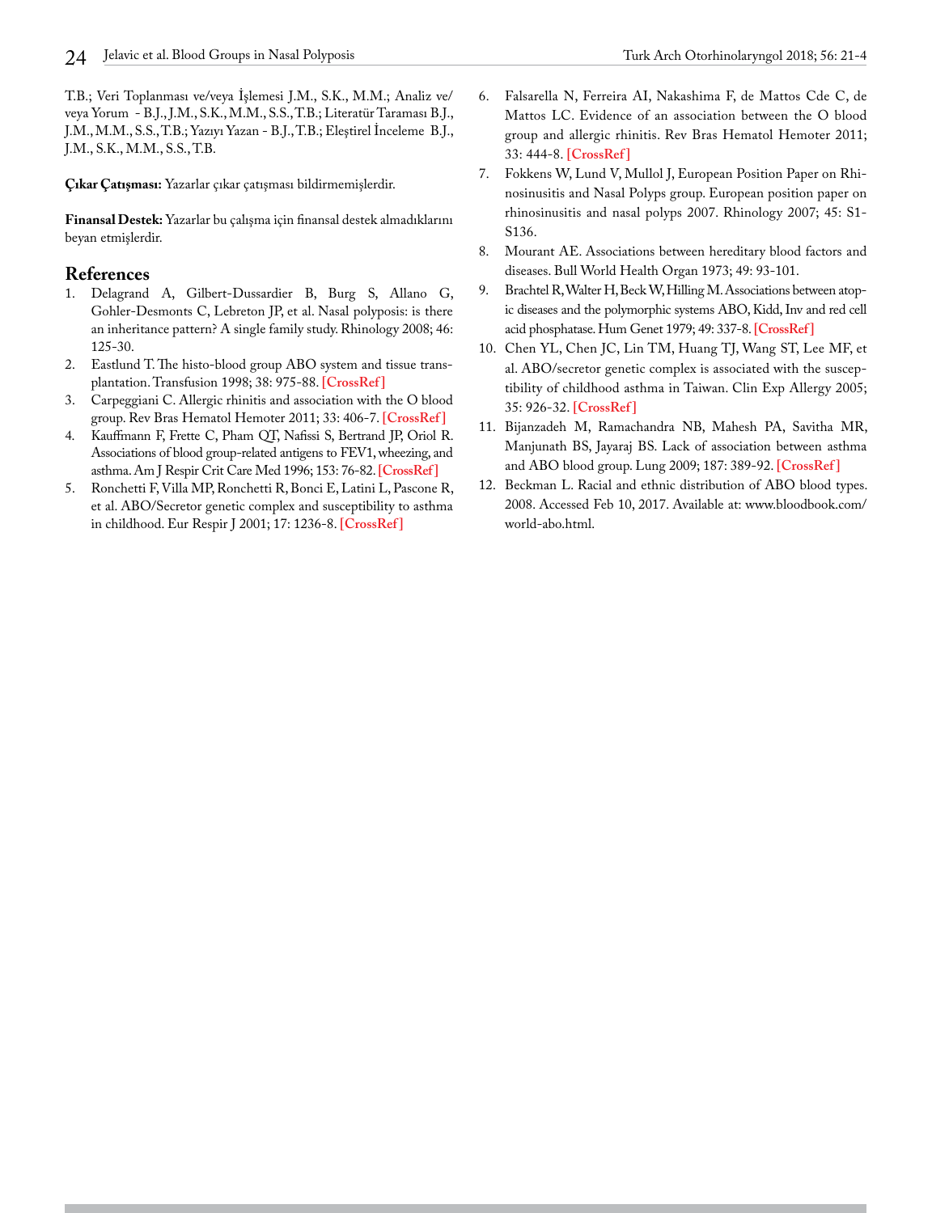T.B.; Veri Toplanması ve/veya İşlemesi J.M., S.K., M.M.; Analiz ve/veya Yorum - B.J., J.M., S.K., M.M., S.S., T.B.; Literatür Taraması B.J., J.M., M.M., S.S., T.B.; Yazıyı Yazan - B.J., T.B.; Eleştirel İnceleme B.J., J.M., S.K., M.M., S.S., T.B.

**Çıkar Çatışması:** Yazarlar çıkar çatışması bildirmemişlerdir.

**Finansal Destek:** Yazarlar bu çalışma için finansal destek almadıklarını beyan etmişlerdir.

## References

1. Delagrand A, Gilbert-Dussardier B, Burg S, Allano G, Gohler-Desmonts C, Lebreton JP, et al. Nasal polyposis: is there an inheritance pattern? A single family study. Rhinology 2008; 46: 125-30.
2. Eastlund T. The histo-blood group ABO system and tissue transplantation. Transfusion 1998; 38: 975-88. [CrossRef]
3. Carpeggiani C. Allergic rhinitis and association with the O blood group. Rev Bras Hematol Hemoter 2011; 33: 406-7. [CrossRef]
4. Kauffmann F, Frette C, Pham QT, Nafissi S, Bertrand JP, Oriol R. Associations of blood group-related antigens to FEV1, wheezing, and asthma. Am J Respir Crit Care Med 1996; 153: 76-82. [CrossRef]
5. Ronchetti F, Villa MP, Ronchetti R, Bonci E, Latini L, Pascone R, et al. ABO/Secretor genetic complex and susceptibility to asthma in childhood. Eur Respir J 2001; 17: 1236-8. [CrossRef]
6. Falsarella N, Ferreira AI, Nakashima F, de Mattos Cde C, de Mattos LC. Evidence of an association between the O blood group and allergic rhinitis. Rev Bras Hematol Hemoter 2011; 33: 444-8. [CrossRef]
7. Fokkens W, Lund V, Mullol J, European Position Paper on Rhinosinusitis and Nasal Polyps group. European position paper on rhinosinusitis and nasal polyps 2007. Rhinology 2007; 45: S1-S136.
8. Mourant AE. Associations between hereditary blood factors and diseases. Bull World Health Organ 1973; 49: 93-101.
9. Brachtel R, Walter H, Beck W, Hilling M. Associations between atopic diseases and the polymorphic systems ABO, Kidd, Inv and red cell acid phosphatase. Hum Genet 1979; 49: 337-8. [CrossRef]
10. Chen YL, Chen JC, Lin TM, Huang TJ, Wang ST, Lee MF, et al. ABO/secretor genetic complex is associated with the susceptibility of childhood asthma in Taiwan. Clin Exp Allergy 2005; 35: 926-32. [CrossRef]
11. Bijanzadeh M, Ramachandra NB, Mahesh PA, Savitha MR, Manjunath BS, Jayaraj BS. Lack of association between asthma and ABO blood group. Lung 2009; 187: 389-92. [CrossRef]
12. Beckman L. Racial and ethnic distribution of ABO blood types. 2008. Accessed Feb 10, 2017. Available at: www.bloodbook.com/world-abo.html.